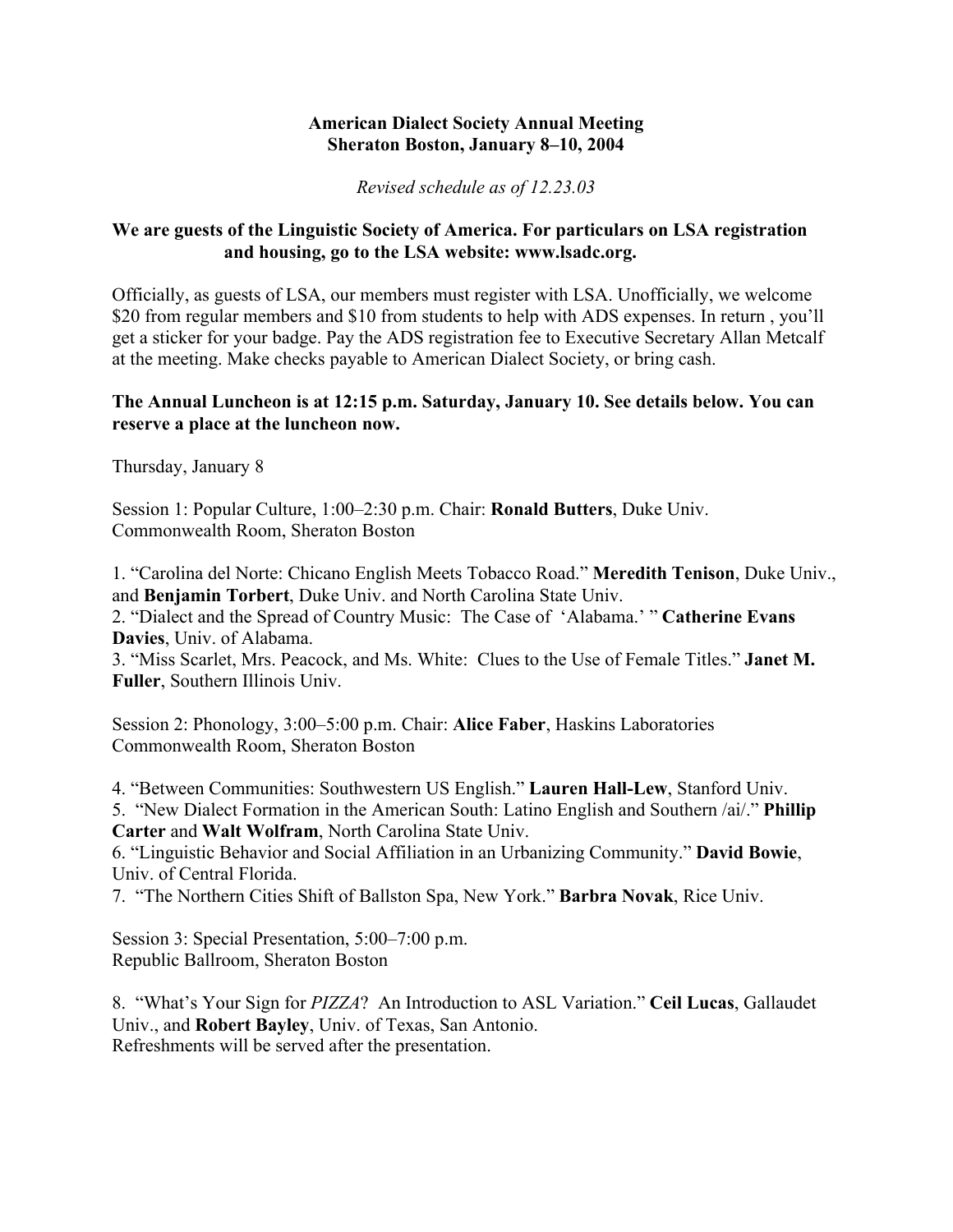**American Dialect Society Annual Meeting**
**Sheraton Boston, January 8–10, 2004**

*Revised schedule as of 12.23.03*

**We are guests of the Linguistic Society of America. For particulars on LSA registration and housing, go to the LSA website: www.lsadc.org.**

Officially, as guests of LSA, our members must register with LSA. Unofficially, we welcome $20 from regular members and $10 from students to help with ADS expenses. In return , you'll get a sticker for your badge. Pay the ADS registration fee to Executive Secretary Allan Metcalf at the meeting. Make checks payable to American Dialect Society, or bring cash.

**The Annual Luncheon is at 12:15 p.m. Saturday, January 10. See details below. You can reserve a place at the luncheon now.**

Thursday, January 8

Session 1: Popular Culture, 1:00–2:30 p.m. Chair: **Ronald Butters**, Duke Univ.
Commonwealth Room, Sheraton Boston

1. "Carolina del Norte: Chicano English Meets Tobacco Road." **Meredith Tenison**, Duke Univ., and **Benjamin Torbert**, Duke Univ. and North Carolina State Univ.
2. "Dialect and the Spread of Country Music: The Case of 'Alabama.' " **Catherine Evans Davies**, Univ. of Alabama.
3. "Miss Scarlet, Mrs. Peacock, and Ms. White: Clues to the Use of Female Titles." **Janet M. Fuller**, Southern Illinois Univ.

Session 2: Phonology, 3:00–5:00 p.m. Chair: **Alice Faber**, Haskins Laboratories
Commonwealth Room, Sheraton Boston

4. "Between Communities: Southwestern US English." **Lauren Hall-Lew**, Stanford Univ.
5. "New Dialect Formation in the American South: Latino English and Southern /ai/." **Phillip Carter** and **Walt Wolfram**, North Carolina State Univ.
6. "Linguistic Behavior and Social Affiliation in an Urbanizing Community." **David Bowie**, Univ. of Central Florida.
7. "The Northern Cities Shift of Ballston Spa, New York." **Barbra Novak**, Rice Univ.

Session 3: Special Presentation, 5:00–7:00 p.m.
Republic Ballroom, Sheraton Boston

8. "What's Your Sign for *PIZZA*? An Introduction to ASL Variation." **Ceil Lucas**, Gallaudet Univ., and **Robert Bayley**, Univ. of Texas, San Antonio.
Refreshments will be served after the presentation.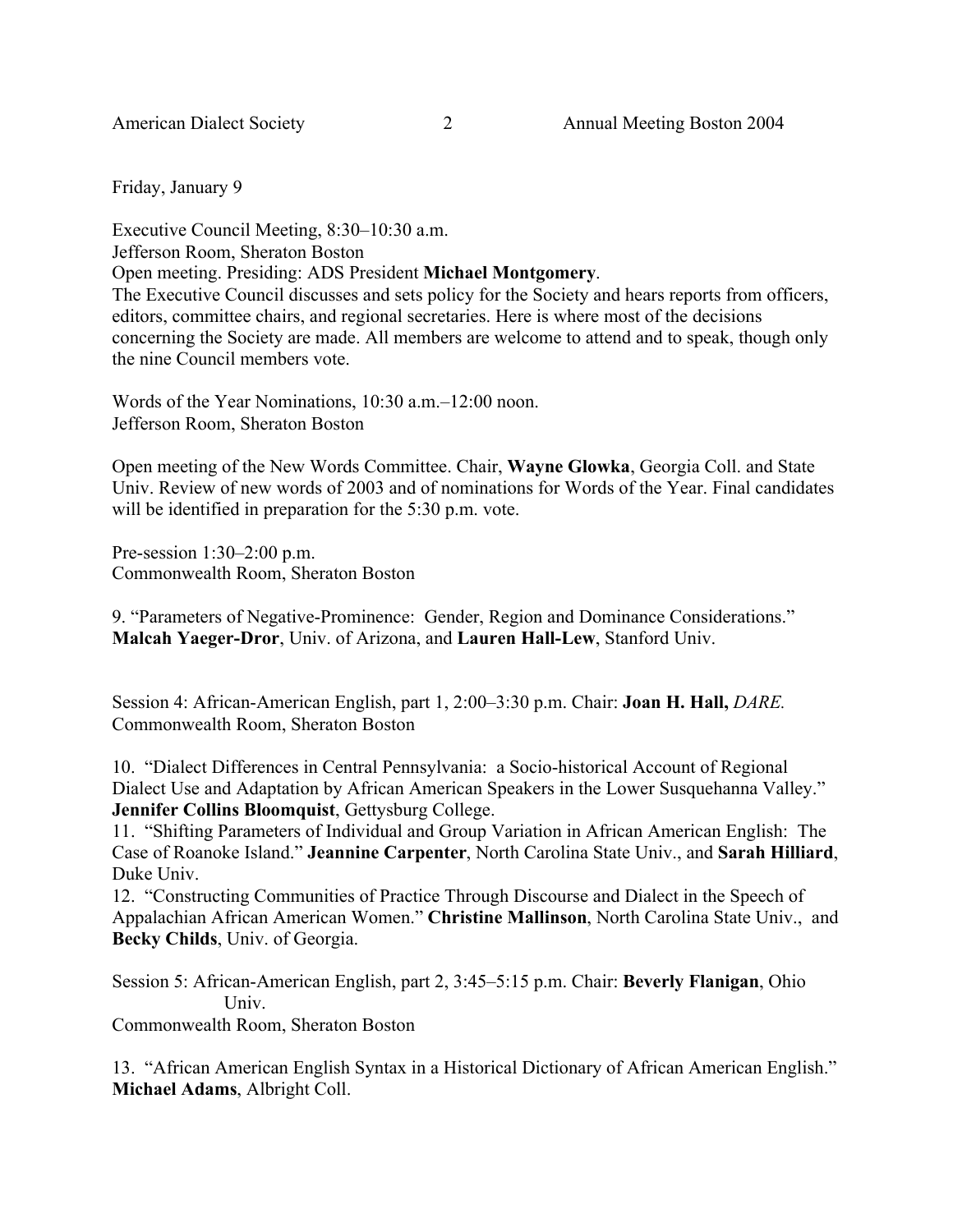Friday, January 9

Executive Council Meeting, 8:30–10:30 a.m.
Jefferson Room, Sheraton Boston
Open meeting. Presiding: ADS President **Michael Montgomery**.
The Executive Council discusses and sets policy for the Society and hears reports from officers, editors, committee chairs, and regional secretaries. Here is where most of the decisions concerning the Society are made. All members are welcome to attend and to speak, though only the nine Council members vote.

Words of the Year Nominations, 10:30 a.m.–12:00 noon.
Jefferson Room, Sheraton Boston

Open meeting of the New Words Committee. Chair, **Wayne Glowka**, Georgia Coll. and State Univ. Review of new words of 2003 and of nominations for Words of the Year. Final candidates will be identified in preparation for the 5:30 p.m. vote.

Pre-session 1:30–2:00 p.m.
Commonwealth Room, Sheraton Boston

9. "Parameters of Negative-Prominence: Gender, Region and Dominance Considerations." **Malcah Yaeger-Dror**, Univ. of Arizona, and **Lauren Hall-Lew**, Stanford Univ.

Session 4: African-American English, part 1, 2:00–3:30 p.m. Chair: **Joan H. Hall,** *DARE.*
Commonwealth Room, Sheraton Boston

10. "Dialect Differences in Central Pennsylvania: a Socio-historical Account of Regional Dialect Use and Adaptation by African American Speakers in the Lower Susquehanna Valley." **Jennifer Collins Bloomquist**, Gettysburg College.
11. "Shifting Parameters of Individual and Group Variation in African American English: The Case of Roanoke Island." **Jeannine Carpenter**, North Carolina State Univ., and **Sarah Hilliard**, Duke Univ.
12. "Constructing Communities of Practice Through Discourse and Dialect in the Speech of Appalachian African American Women." **Christine Mallinson**, North Carolina State Univ., and **Becky Childs**, Univ. of Georgia.

Session 5: African-American English, part 2, 3:45–5:15 p.m. Chair: **Beverly Flanigan**, Ohio Univ.
Commonwealth Room, Sheraton Boston

13. "African American English Syntax in a Historical Dictionary of African American English." **Michael Adams**, Albright Coll.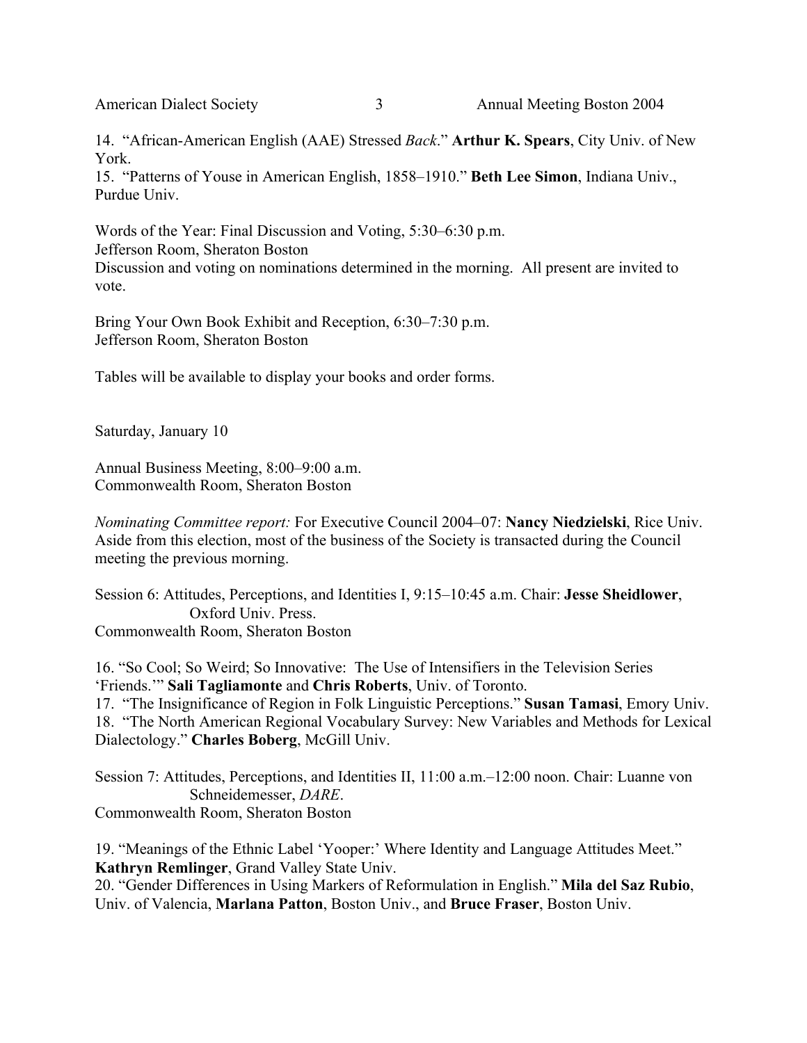14. "African-American English (AAE) Stressed *Back*." **Arthur K. Spears**, City Univ. of New York.
15. "Patterns of Youse in American English, 1858–1910." **Beth Lee Simon**, Indiana Univ., Purdue Univ.

Words of the Year: Final Discussion and Voting, 5:30–6:30 p.m.
Jefferson Room, Sheraton Boston
Discussion and voting on nominations determined in the morning. All present are invited to vote.

Bring Your Own Book Exhibit and Reception, 6:30–7:30 p.m.
Jefferson Room, Sheraton Boston

Tables will be available to display your books and order forms.

Saturday, January 10

Annual Business Meeting, 8:00–9:00 a.m.
Commonwealth Room, Sheraton Boston

*Nominating Committee report:* For Executive Council 2004–07: **Nancy Niedzielski**, Rice Univ. Aside from this election, most of the business of the Society is transacted during the Council meeting the previous morning.

Session 6: Attitudes, Perceptions, and Identities I, 9:15–10:45 a.m. Chair: **Jesse Sheidlower**, Oxford Univ. Press.
Commonwealth Room, Sheraton Boston

16. "So Cool; So Weird; So Innovative: The Use of Intensifiers in the Television Series 'Friends.'" **Sali Tagliamonte** and **Chris Roberts**, Univ. of Toronto.
17. "The Insignificance of Region in Folk Linguistic Perceptions." **Susan Tamasi**, Emory Univ.
18. "The North American Regional Vocabulary Survey: New Variables and Methods for Lexical Dialectology." **Charles Boberg**, McGill Univ.

Session 7: Attitudes, Perceptions, and Identities II, 11:00 a.m.–12:00 noon. Chair: Luanne von Schneidemesser, *DARE*.
Commonwealth Room, Sheraton Boston

19. "Meanings of the Ethnic Label 'Yooper:' Where Identity and Language Attitudes Meet." **Kathryn Remlinger**, Grand Valley State Univ.
20. "Gender Differences in Using Markers of Reformulation in English." **Mila del Saz Rubio**, Univ. of Valencia, **Marlana Patton**, Boston Univ., and **Bruce Fraser**, Boston Univ.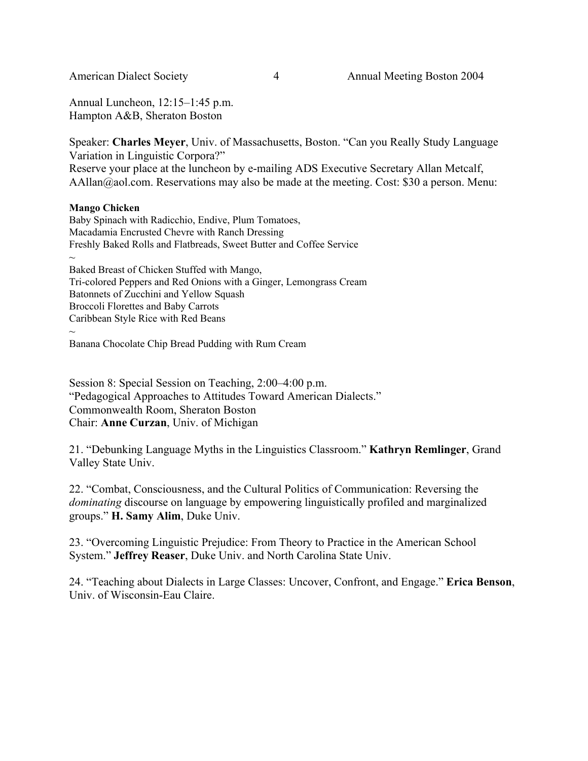Annual Luncheon, 12:15–1:45 p.m.
Hampton A&B, Sheraton Boston

Speaker: **Charles Meyer**, Univ. of Massachusetts, Boston. "Can you Really Study Language Variation in Linguistic Corpora?"
Reserve your place at the luncheon by e-mailing ADS Executive Secretary Allan Metcalf, AAllan@aol.com. Reservations may also be made at the meeting. Cost: $30 a person. Menu:

**Mango Chicken**
Baby Spinach with Radicchio, Endive, Plum Tomatoes,
Macadamia Encrusted Chevre with Ranch Dressing
Freshly Baked Rolls and Flatbreads, Sweet Butter and Coffee Service
~
Baked Breast of Chicken Stuffed with Mango,
Tri-colored Peppers and Red Onions with a Ginger, Lemongrass Cream
Batonnets of Zucchini and Yellow Squash
Broccoli Florettes and Baby Carrots
Caribbean Style Rice with Red Beans
~
Banana Chocolate Chip Bread Pudding with Rum Cream

Session 8: Special Session on Teaching, 2:00–4:00 p.m.
"Pedagogical Approaches to Attitudes Toward American Dialects."
Commonwealth Room, Sheraton Boston
Chair: **Anne Curzan**, Univ. of Michigan

21. "Debunking Language Myths in the Linguistics Classroom." **Kathryn Remlinger**, Grand Valley State Univ.

22. "Combat, Consciousness, and the Cultural Politics of Communication: Reversing the *dominating* discourse on language by empowering linguistically profiled and marginalized groups." **H. Samy Alim**, Duke Univ.

23. "Overcoming Linguistic Prejudice: From Theory to Practice in the American School System." **Jeffrey Reaser**, Duke Univ. and North Carolina State Univ.

24. "Teaching about Dialects in Large Classes: Uncover, Confront, and Engage." **Erica Benson**, Univ. of Wisconsin-Eau Claire.